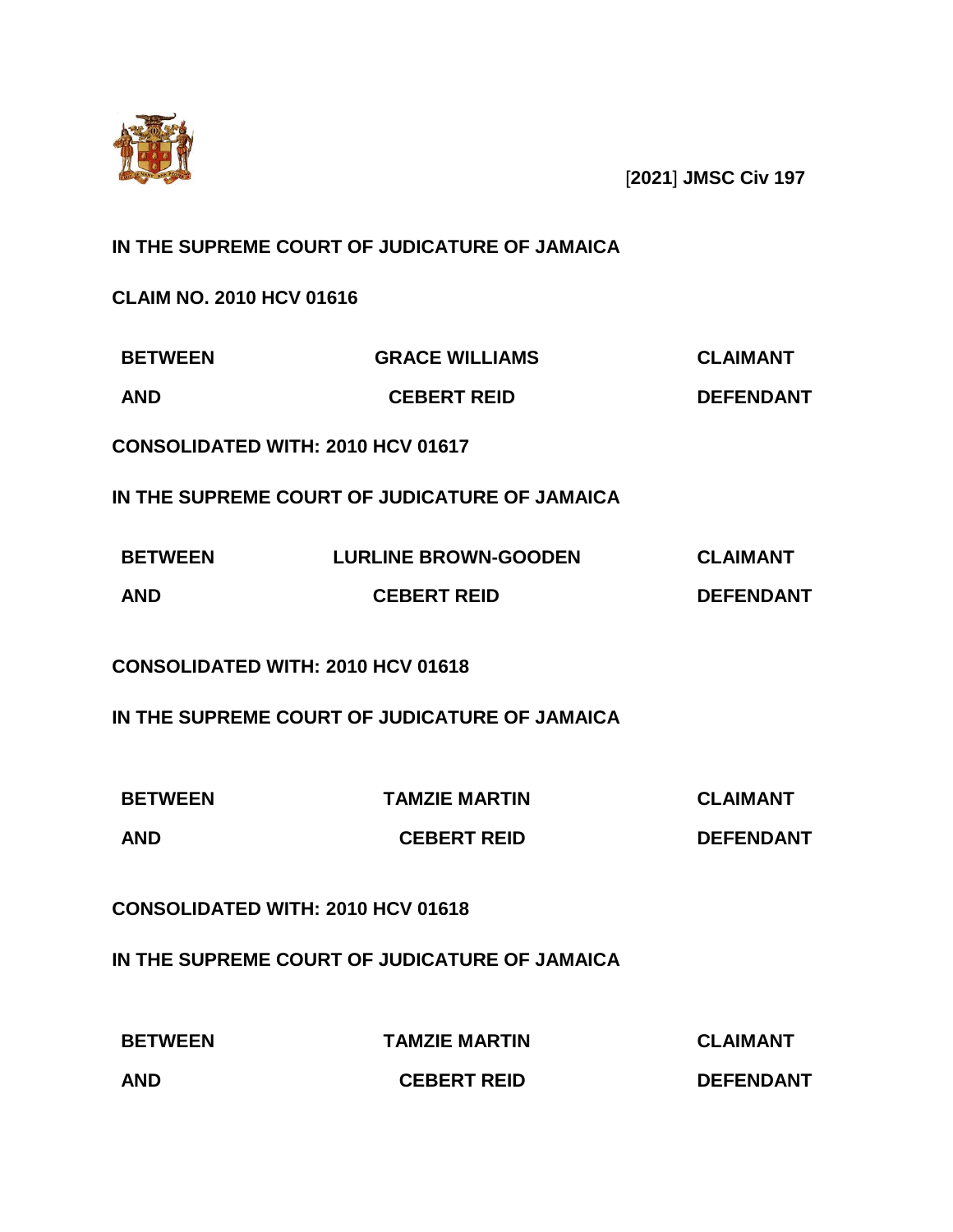[**2021**] **JMSC Civ 197**

**IN THE SUPREME COURT OF JUDICATURE OF JAMAICA**

**CLAIM NO. 2010 HCV 01616**

| | | |
|---|---|---|
| **BETWEEN** | **GRACE WILLIAMS** | **CLAIMANT** |
| **AND** | **CEBERT REID** | **DEFENDANT** |

**CONSOLIDATED WITH: 2010 HCV 01617**

**IN THE SUPREME COURT OF JUDICATURE OF JAMAICA**

| | | |
|---|---|---|
| **BETWEEN** | **LURLINE BROWN-GOODEN** | **CLAIMANT** |
| **AND** | **CEBERT REID** | **DEFENDANT** |

**CONSOLIDATED WITH: 2010 HCV 01618**

**IN THE SUPREME COURT OF JUDICATURE OF JAMAICA**

| | | |
|---|---|---|
| **BETWEEN** | **TAMZIE MARTIN** | **CLAIMANT** |
| **AND** | **CEBERT REID** | **DEFENDANT** |

**CONSOLIDATED WITH: 2010 HCV 01618**

**IN THE SUPREME COURT OF JUDICATURE OF JAMAICA**

| | | |
|---|---|---|
| **BETWEEN** | **TAMZIE MARTIN** | **CLAIMANT** |
| **AND** | **CEBERT REID** | **DEFENDANT** |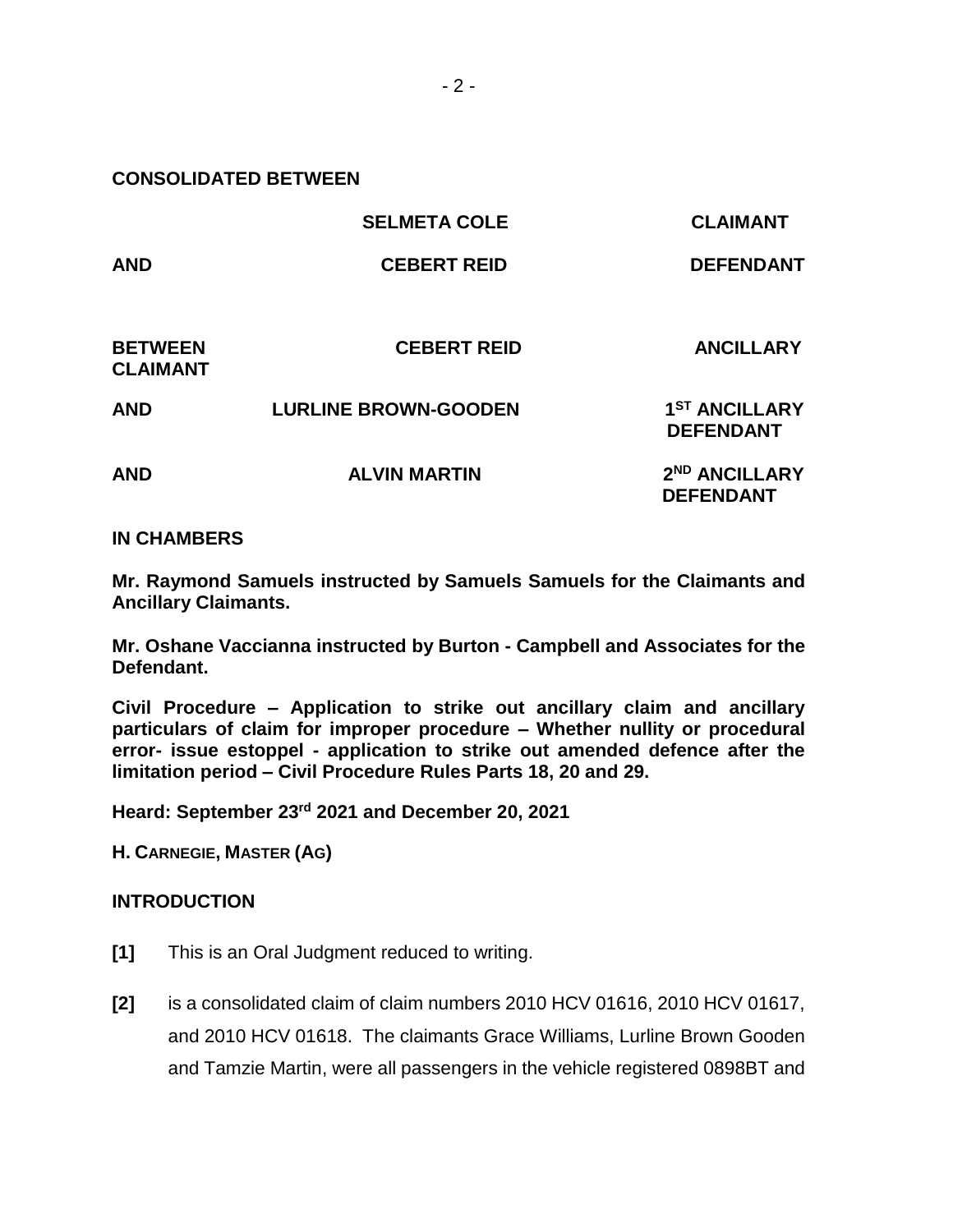**CONSOLIDATED BETWEEN**

| | | |
|---|---|---|
| | **SELMETA COLE** | **CLAIMANT** |
| **AND** | **CEBERT REID** | **DEFENDANT** |
| **BETWEEN** | **CEBERT REID** | **ANCILLARY CLAIMANT** |
| **AND** | **LURLINE BROWN-GOODEN** | **1ST ANCILLARY DEFENDANT** |
| **AND** | **ALVIN MARTIN** | **2ND ANCILLARY DEFENDANT** |

**IN CHAMBERS**

**Mr. Raymond Samuels instructed by Samuels Samuels for the Claimants and Ancillary Claimants.**

**Mr. Oshane Vaccianna instructed by Burton - Campbell and Associates for the Defendant.**

**Civil Procedure – Application to strike out ancillary claim and ancillary particulars of claim for improper procedure – Whether nullity or procedural error- issue estoppel - application to strike out amended defence after the limitation period – Civil Procedure Rules Parts 18, 20 and 29.**

**Heard: September 23rd 2021 and December 20, 2021**

**H. CARNEGIE, MASTER (AG)**

**INTRODUCTION**

**[1]** This is an Oral Judgment reduced to writing.

**[2]** is a consolidated claim of claim numbers 2010 HCV 01616, 2010 HCV 01617, and 2010 HCV 01618. The claimants Grace Williams, Lurline Brown Gooden and Tamzie Martin, were all passengers in the vehicle registered 0898BT and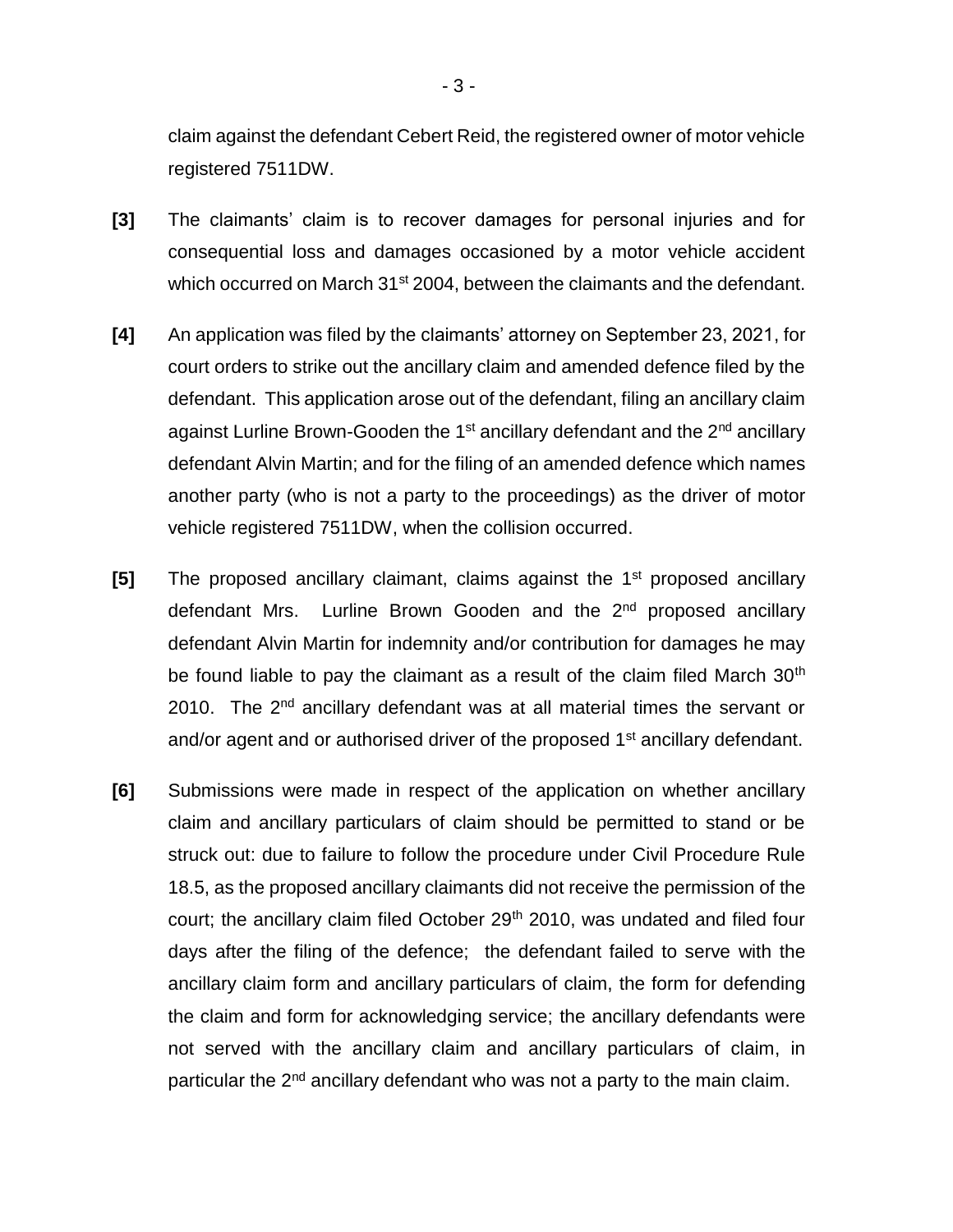claim against the defendant Cebert Reid, the registered owner of motor vehicle registered 7511DW.

**[3]** The claimants' claim is to recover damages for personal injuries and for consequential loss and damages occasioned by a motor vehicle accident which occurred on March 31st 2004, between the claimants and the defendant.

**[4]** An application was filed by the claimants' attorney on September 23, 2021, for court orders to strike out the ancillary claim and amended defence filed by the defendant. This application arose out of the defendant, filing an ancillary claim against Lurline Brown-Gooden the 1st ancillary defendant and the 2nd ancillary defendant Alvin Martin; and for the filing of an amended defence which names another party (who is not a party to the proceedings) as the driver of motor vehicle registered 7511DW, when the collision occurred.

**[5]** The proposed ancillary claimant, claims against the 1st proposed ancillary defendant Mrs. Lurline Brown Gooden and the 2nd proposed ancillary defendant Alvin Martin for indemnity and/or contribution for damages he may be found liable to pay the claimant as a result of the claim filed March 30th 2010. The 2nd ancillary defendant was at all material times the servant or and/or agent and or authorised driver of the proposed 1st ancillary defendant.

**[6]** Submissions were made in respect of the application on whether ancillary claim and ancillary particulars of claim should be permitted to stand or be struck out: due to failure to follow the procedure under Civil Procedure Rule 18.5, as the proposed ancillary claimants did not receive the permission of the court; the ancillary claim filed October 29th 2010, was undated and filed four days after the filing of the defence; the defendant failed to serve with the ancillary claim form and ancillary particulars of claim, the form for defending the claim and form for acknowledging service; the ancillary defendants were not served with the ancillary claim and ancillary particulars of claim, in particular the 2nd ancillary defendant who was not a party to the main claim.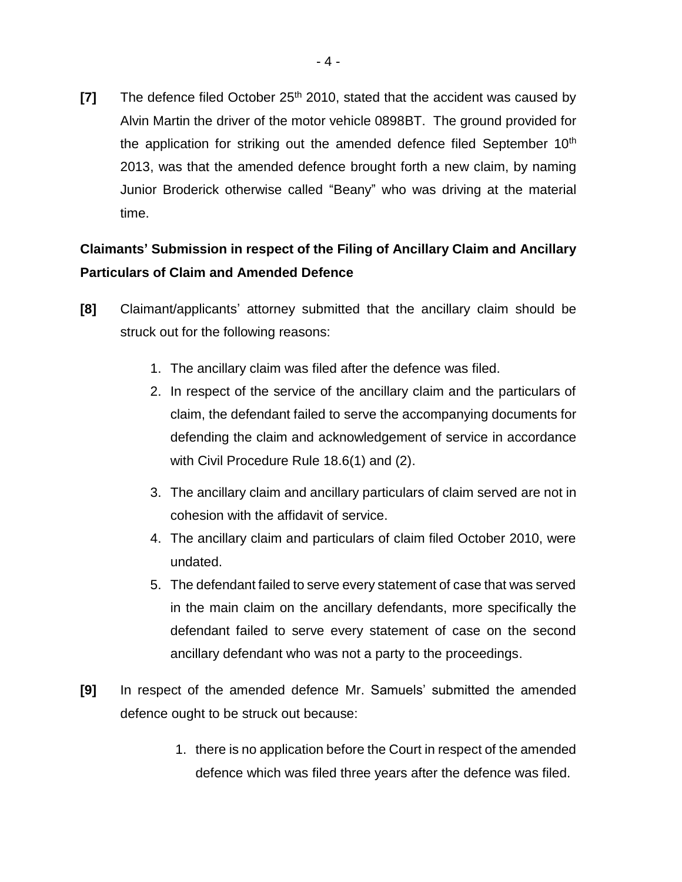**[7]** The defence filed October 25th 2010, stated that the accident was caused by Alvin Martin the driver of the motor vehicle 0898BT. The ground provided for the application for striking out the amended defence filed September 10th 2013, was that the amended defence brought forth a new claim, by naming Junior Broderick otherwise called "Beany" who was driving at the material time.

**Claimants' Submission in respect of the Filing of Ancillary Claim and Ancillary Particulars of Claim and Amended Defence**

**[8]** Claimant/applicants' attorney submitted that the ancillary claim should be struck out for the following reasons:

1. The ancillary claim was filed after the defence was filed.
2. In respect of the service of the ancillary claim and the particulars of claim, the defendant failed to serve the accompanying documents for defending the claim and acknowledgement of service in accordance with Civil Procedure Rule 18.6(1) and (2).
3. The ancillary claim and ancillary particulars of claim served are not in cohesion with the affidavit of service.
4. The ancillary claim and particulars of claim filed October 2010, were undated.
5. The defendant failed to serve every statement of case that was served in the main claim on the ancillary defendants, more specifically the defendant failed to serve every statement of case on the second ancillary defendant who was not a party to the proceedings.

**[9]** In respect of the amended defence Mr. Samuels' submitted the amended defence ought to be struck out because:

1. there is no application before the Court in respect of the amended defence which was filed three years after the defence was filed.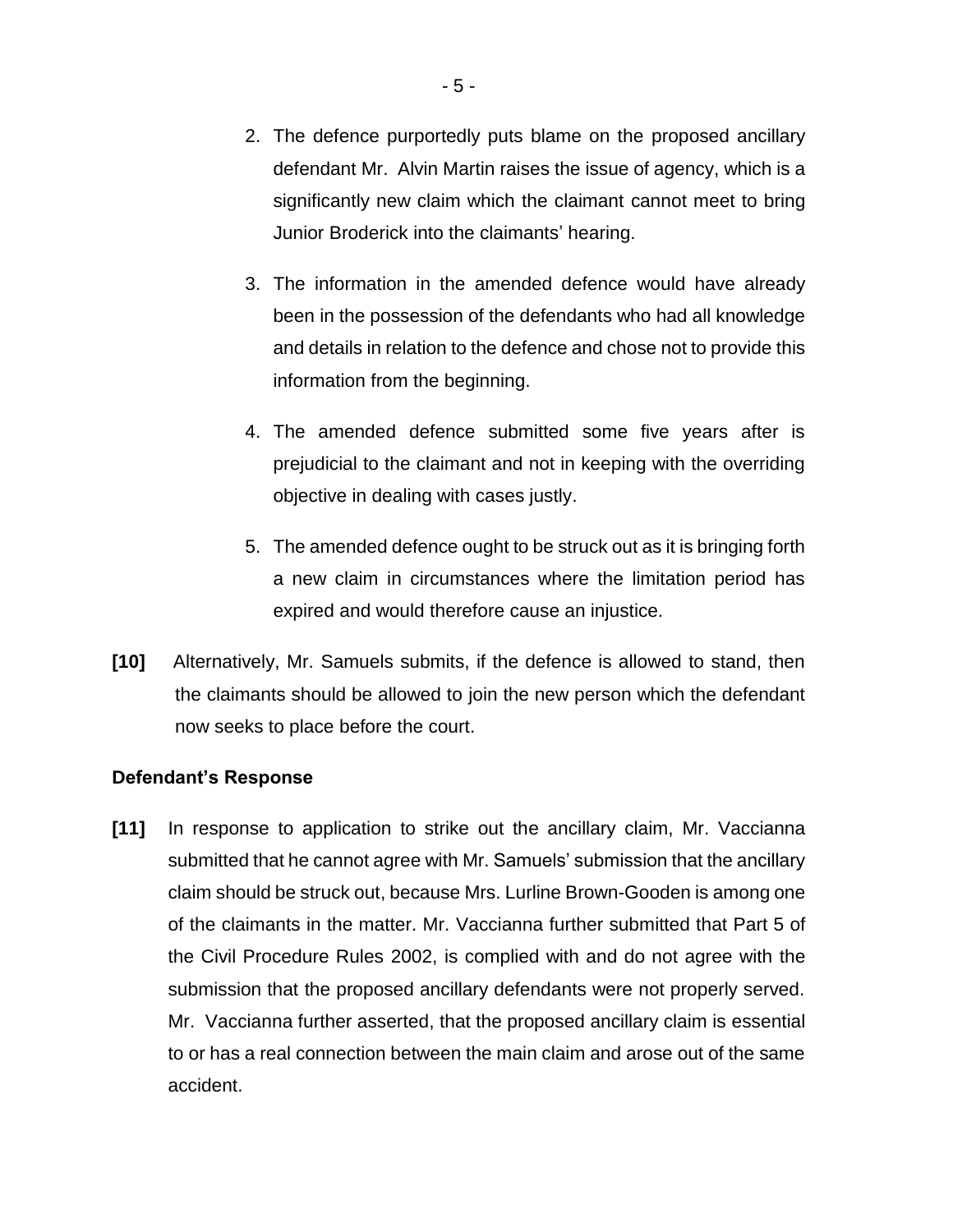2. The defence purportedly puts blame on the proposed ancillary defendant Mr. Alvin Martin raises the issue of agency, which is a significantly new claim which the claimant cannot meet to bring Junior Broderick into the claimants' hearing.

3. The information in the amended defence would have already been in the possession of the defendants who had all knowledge and details in relation to the defence and chose not to provide this information from the beginning.

4. The amended defence submitted some five years after is prejudicial to the claimant and not in keeping with the overriding objective in dealing with cases justly.

5. The amended defence ought to be struck out as it is bringing forth a new claim in circumstances where the limitation period has expired and would therefore cause an injustice.

**[10]** Alternatively, Mr. Samuels submits, if the defence is allowed to stand, then the claimants should be allowed to join the new person which the defendant now seeks to place before the court.

**Defendant's Response**

**[11]** In response to application to strike out the ancillary claim, Mr. Vaccianna submitted that he cannot agree with Mr. Samuels' submission that the ancillary claim should be struck out, because Mrs. Lurline Brown-Gooden is among one of the claimants in the matter. Mr. Vaccianna further submitted that Part 5 of the Civil Procedure Rules 2002, is complied with and do not agree with the submission that the proposed ancillary defendants were not properly served. Mr. Vaccianna further asserted, that the proposed ancillary claim is essential to or has a real connection between the main claim and arose out of the same accident.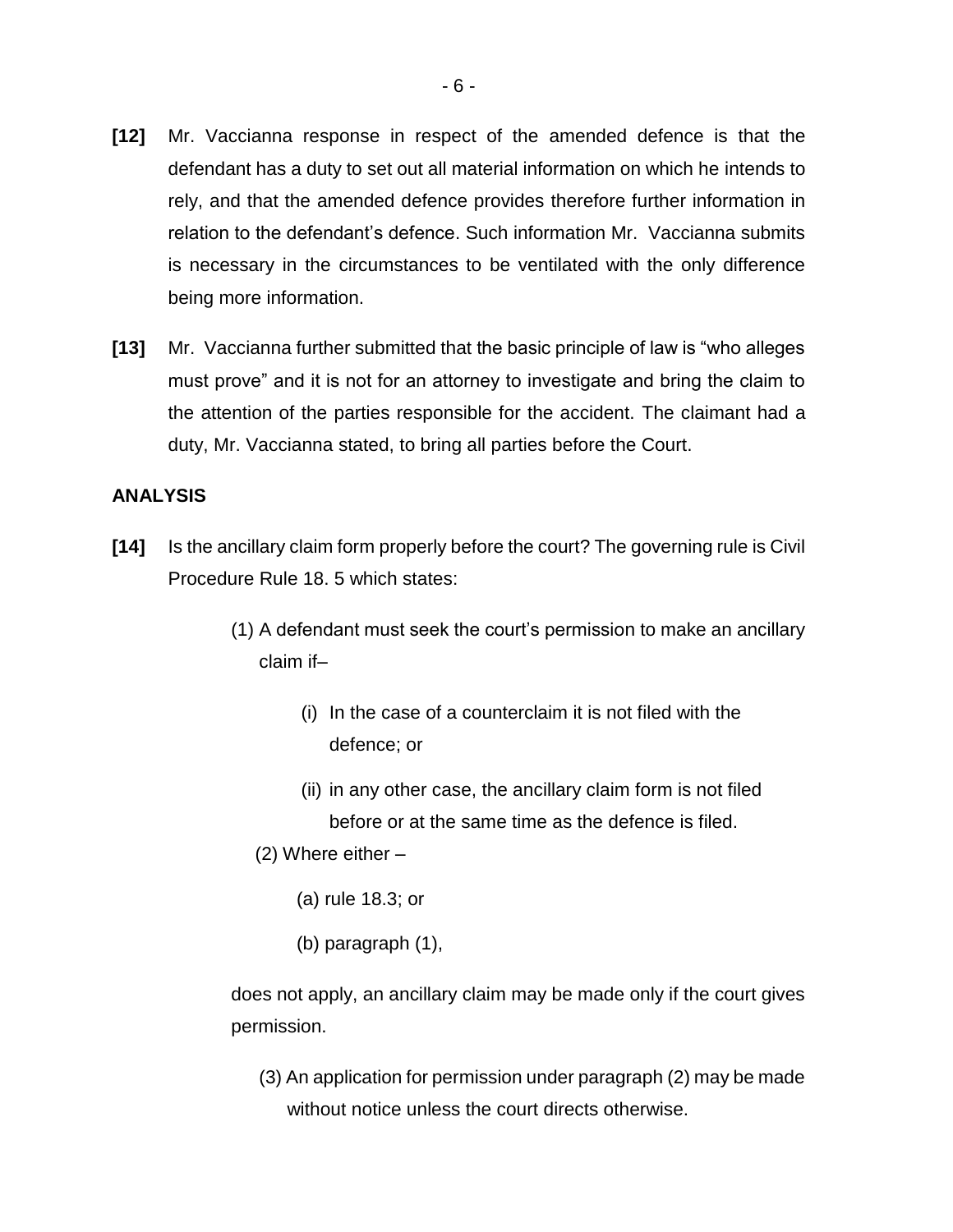**[12]** Mr. Vaccianna response in respect of the amended defence is that the defendant has a duty to set out all material information on which he intends to rely, and that the amended defence provides therefore further information in relation to the defendant's defence. Such information Mr. Vaccianna submits is necessary in the circumstances to be ventilated with the only difference being more information.

**[13]** Mr. Vaccianna further submitted that the basic principle of law is "who alleges must prove" and it is not for an attorney to investigate and bring the claim to the attention of the parties responsible for the accident. The claimant had a duty, Mr. Vaccianna stated, to bring all parties before the Court.

**ANALYSIS**

**[14]** Is the ancillary claim form properly before the court? The governing rule is Civil Procedure Rule 18. 5 which states:

> (1) A defendant must seek the court's permission to make an ancillary claim if–
>
> > (i) In the case of a counterclaim it is not filed with the defence; or
> >
> > (ii) in any other case, the ancillary claim form is not filed before or at the same time as the defence is filed.
>
> (2) Where either –
>
> > (a) rule 18.3; or
> >
> > (b) paragraph (1),
>
> does not apply, an ancillary claim may be made only if the court gives permission.
>
> (3) An application for permission under paragraph (2) may be made without notice unless the court directs otherwise.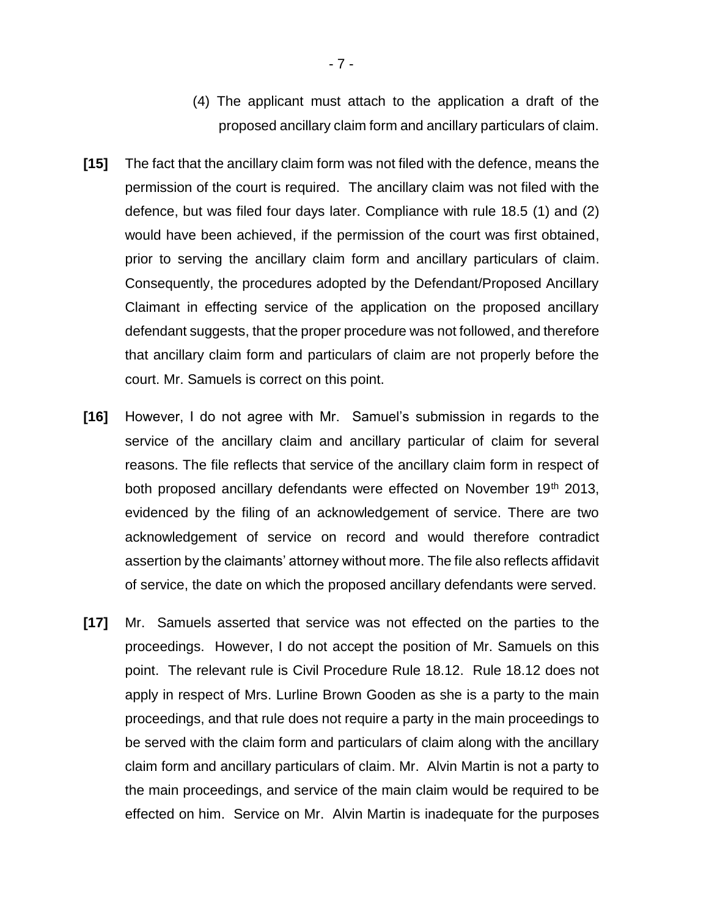(4) The applicant must attach to the application a draft of the proposed ancillary claim form and ancillary particulars of claim.

**[15]** The fact that the ancillary claim form was not filed with the defence, means the permission of the court is required. The ancillary claim was not filed with the defence, but was filed four days later. Compliance with rule 18.5 (1) and (2) would have been achieved, if the permission of the court was first obtained, prior to serving the ancillary claim form and ancillary particulars of claim. Consequently, the procedures adopted by the Defendant/Proposed Ancillary Claimant in effecting service of the application on the proposed ancillary defendant suggests, that the proper procedure was not followed, and therefore that ancillary claim form and particulars of claim are not properly before the court. Mr. Samuels is correct on this point.

**[16]** However, I do not agree with Mr. Samuel's submission in regards to the service of the ancillary claim and ancillary particular of claim for several reasons. The file reflects that service of the ancillary claim form in respect of both proposed ancillary defendants were effected on November 19th 2013, evidenced by the filing of an acknowledgement of service. There are two acknowledgement of service on record and would therefore contradict assertion by the claimants' attorney without more. The file also reflects affidavit of service, the date on which the proposed ancillary defendants were served.

**[17]** Mr. Samuels asserted that service was not effected on the parties to the proceedings. However, I do not accept the position of Mr. Samuels on this point. The relevant rule is Civil Procedure Rule 18.12. Rule 18.12 does not apply in respect of Mrs. Lurline Brown Gooden as she is a party to the main proceedings, and that rule does not require a party in the main proceedings to be served with the claim form and particulars of claim along with the ancillary claim form and ancillary particulars of claim. Mr. Alvin Martin is not a party to the main proceedings, and service of the main claim would be required to be effected on him. Service on Mr. Alvin Martin is inadequate for the purposes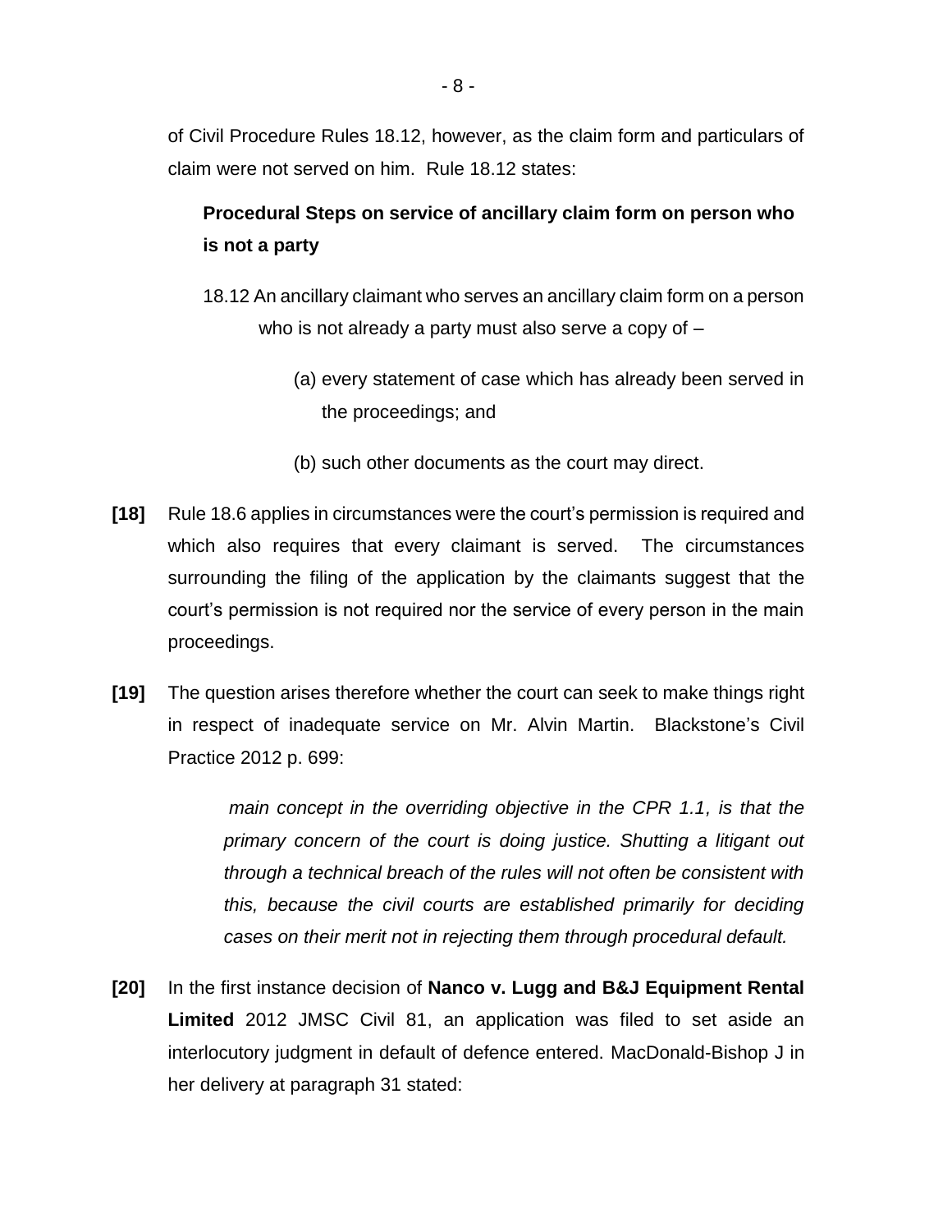of Civil Procedure Rules 18.12, however, as the claim form and particulars of claim were not served on him. Rule 18.12 states:

> **Procedural Steps on service of ancillary claim form on person who is not a party**
>
> 18.12 An ancillary claimant who serves an ancillary claim form on a person who is not already a party must also serve a copy of –
>
> (a) every statement of case which has already been served in the proceedings; and
>
> (b) such other documents as the court may direct.

**[18]** Rule 18.6 applies in circumstances were the court's permission is required and which also requires that every claimant is served. The circumstances surrounding the filing of the application by the claimants suggest that the court's permission is not required nor the service of every person in the main proceedings.

**[19]** The question arises therefore whether the court can seek to make things right in respect of inadequate service on Mr. Alvin Martin. Blackstone's Civil Practice 2012 p. 699:

> *main concept in the overriding objective in the CPR 1.1, is that the primary concern of the court is doing justice. Shutting a litigant out through a technical breach of the rules will not often be consistent with this, because the civil courts are established primarily for deciding cases on their merit not in rejecting them through procedural default.*

**[20]** In the first instance decision of **Nanco v. Lugg and B&J Equipment Rental Limited** 2012 JMSC Civil 81, an application was filed to set aside an interlocutory judgment in default of defence entered. MacDonald-Bishop J in her delivery at paragraph 31 stated: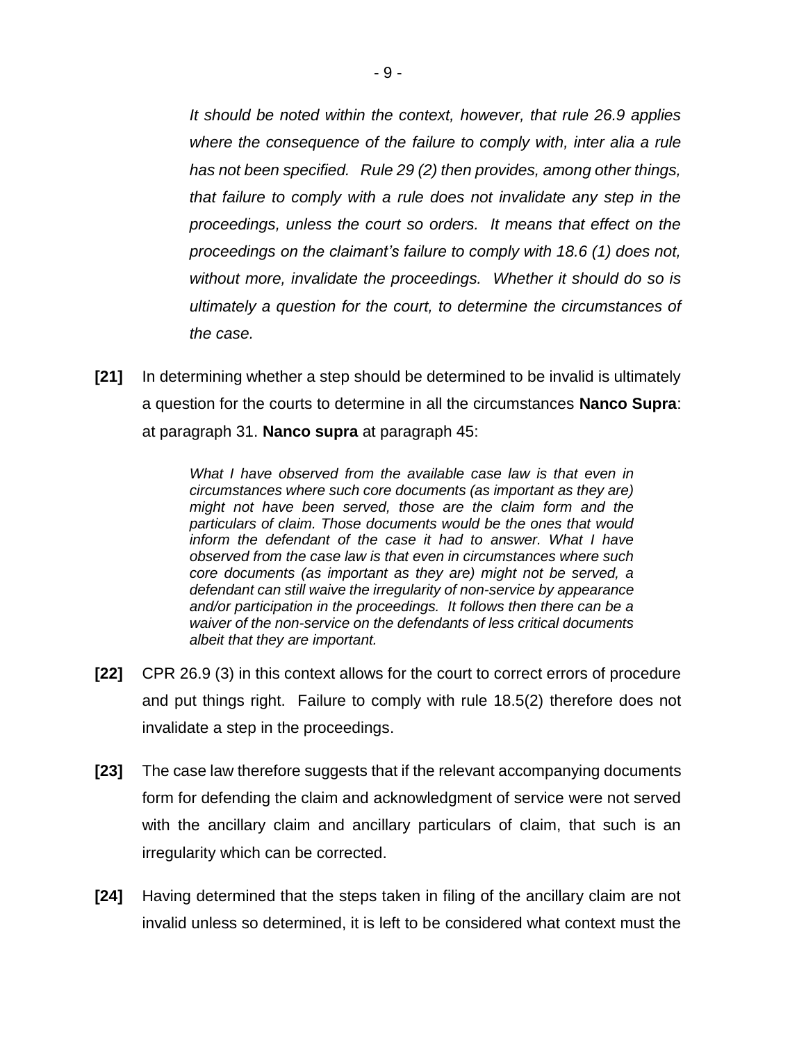*It should be noted within the context, however, that rule 26.9 applies where the consequence of the failure to comply with, inter alia a rule has not been specified. Rule 29 (2) then provides, among other things, that failure to comply with a rule does not invalidate any step in the proceedings, unless the court so orders. It means that effect on the proceedings on the claimant's failure to comply with 18.6 (1) does not, without more, invalidate the proceedings. Whether it should do so is ultimately a question for the court, to determine the circumstances of the case.*

**[21]** In determining whether a step should be determined to be invalid is ultimately a question for the courts to determine in all the circumstances **Nanco Supra**: at paragraph 31. **Nanco supra** at paragraph 45:

> *What I have observed from the available case law is that even in circumstances where such core documents (as important as they are) might not have been served, those are the claim form and the particulars of claim. Those documents would be the ones that would inform the defendant of the case it had to answer. What I have observed from the case law is that even in circumstances where such core documents (as important as they are) might not be served, a defendant can still waive the irregularity of non-service by appearance and/or participation in the proceedings. It follows then there can be a waiver of the non-service on the defendants of less critical documents albeit that they are important.*

**[22]** CPR 26.9 (3) in this context allows for the court to correct errors of procedure and put things right. Failure to comply with rule 18.5(2) therefore does not invalidate a step in the proceedings.

**[23]** The case law therefore suggests that if the relevant accompanying documents form for defending the claim and acknowledgment of service were not served with the ancillary claim and ancillary particulars of claim, that such is an irregularity which can be corrected.

**[24]** Having determined that the steps taken in filing of the ancillary claim are not invalid unless so determined, it is left to be considered what context must the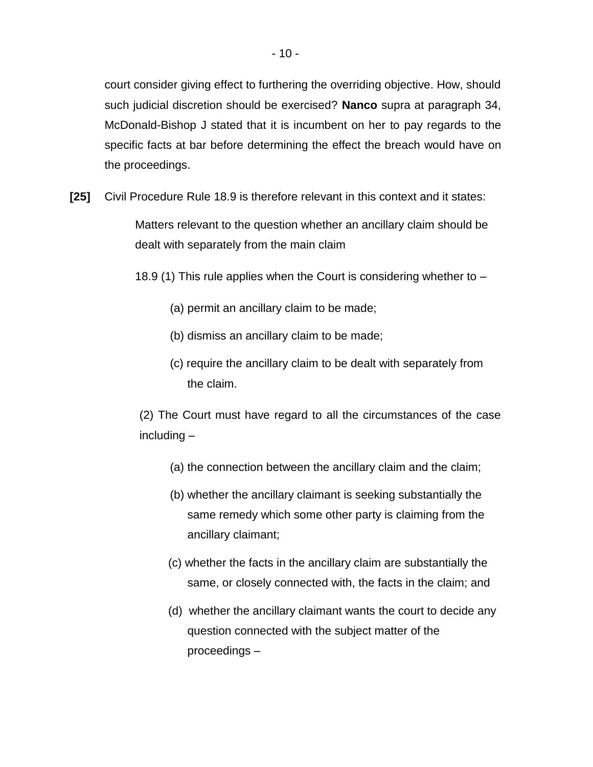court consider giving effect to furthering the overriding objective. How, should such judicial discretion should be exercised? **Nanco** supra at paragraph 34, McDonald-Bishop J stated that it is incumbent on her to pay regards to the specific facts at bar before determining the effect the breach would have on the proceedings.

**[25]** Civil Procedure Rule 18.9 is therefore relevant in this context and it states:

> Matters relevant to the question whether an ancillary claim should be dealt with separately from the main claim
>
> 18.9 (1) This rule applies when the Court is considering whether to –
>
> (a) permit an ancillary claim to be made;
>
> (b) dismiss an ancillary claim to be made;
>
> (c) require the ancillary claim to be dealt with separately from the claim.
>
> (2) The Court must have regard to all the circumstances of the case including –
>
> (a) the connection between the ancillary claim and the claim;
>
> (b) whether the ancillary claimant is seeking substantially the same remedy which some other party is claiming from the ancillary claimant;
>
> (c) whether the facts in the ancillary claim are substantially the same, or closely connected with, the facts in the claim; and
>
> (d) whether the ancillary claimant wants the court to decide any question connected with the subject matter of the proceedings –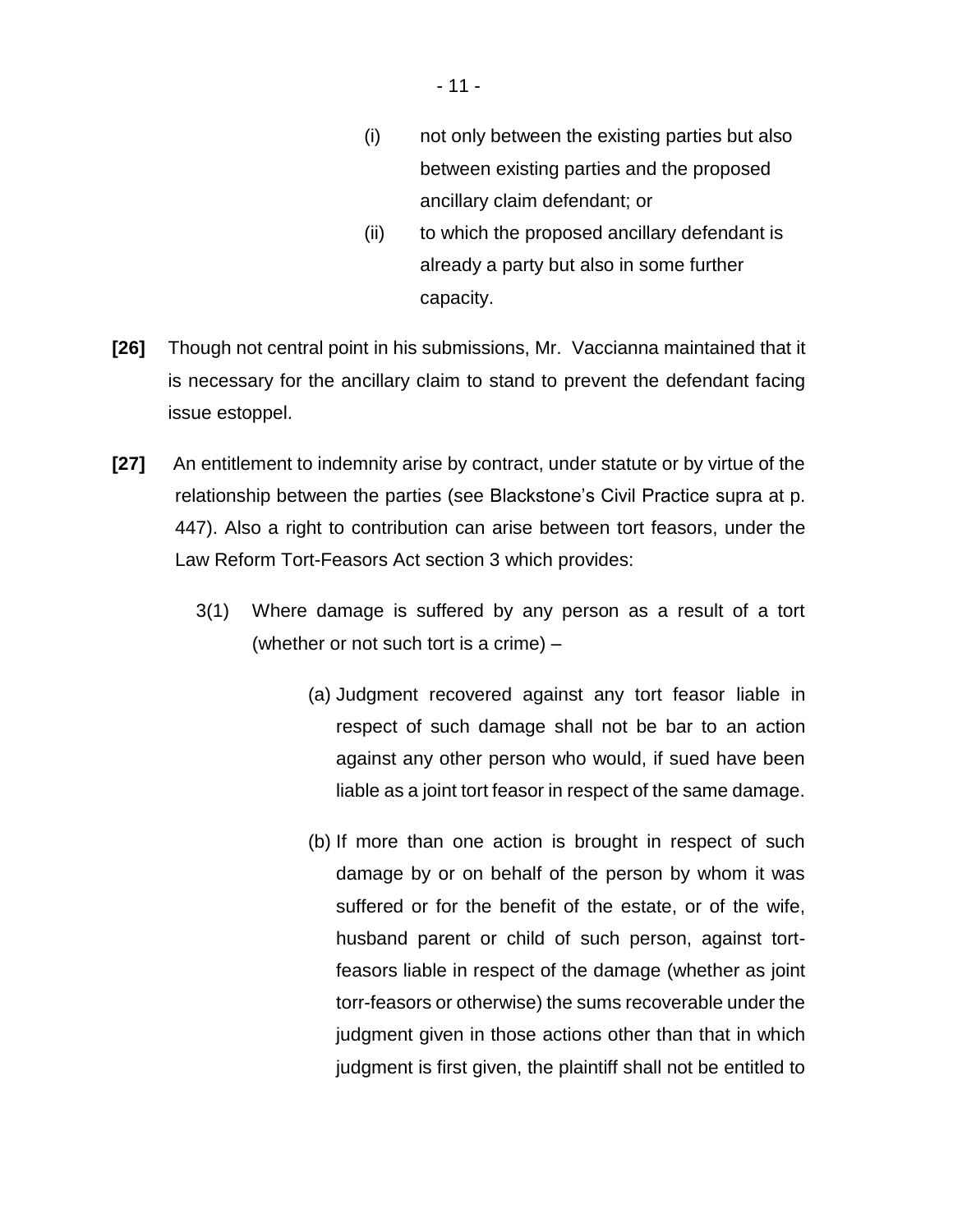(i) not only between the existing parties but also between existing parties and the proposed ancillary claim defendant; or

(ii) to which the proposed ancillary defendant is already a party but also in some further capacity.

**[26]** Though not central point in his submissions, Mr. Vaccianna maintained that it is necessary for the ancillary claim to stand to prevent the defendant facing issue estoppel.

**[27]** An entitlement to indemnity arise by contract, under statute or by virtue of the relationship between the parties (see Blackstone's Civil Practice supra at p. 447). Also a right to contribution can arise between tort feasors, under the Law Reform Tort-Feasors Act section 3 which provides:

> 3(1) Where damage is suffered by any person as a result of a tort (whether or not such tort is a crime) –
>
> (a) Judgment recovered against any tort feasor liable in respect of such damage shall not be bar to an action against any other person who would, if sued have been liable as a joint tort feasor in respect of the same damage.
>
> (b) If more than one action is brought in respect of such damage by or on behalf of the person by whom it was suffered or for the benefit of the estate, or of the wife, husband parent or child of such person, against tort-feasors liable in respect of the damage (whether as joint torr-feasors or otherwise) the sums recoverable under the judgment given in those actions other than that in which judgment is first given, the plaintiff shall not be entitled to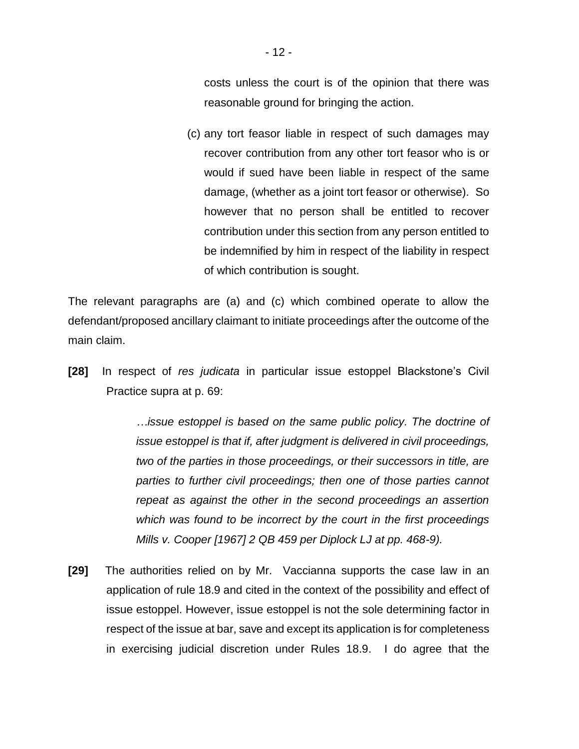costs unless the court is of the opinion that there was reasonable ground for bringing the action.

(c) any tort feasor liable in respect of such damages may recover contribution from any other tort feasor who is or would if sued have been liable in respect of the same damage, (whether as a joint tort feasor or otherwise). So however that no person shall be entitled to recover contribution under this section from any person entitled to be indemnified by him in respect of the liability in respect of which contribution is sought.

The relevant paragraphs are (a) and (c) which combined operate to allow the defendant/proposed ancillary claimant to initiate proceedings after the outcome of the main claim.

**[28]** In respect of *res judicata* in particular issue estoppel Blackstone's Civil Practice supra at p. 69:

> *…issue estoppel is based on the same public policy. The doctrine of issue estoppel is that if, after judgment is delivered in civil proceedings, two of the parties in those proceedings, or their successors in title, are parties to further civil proceedings; then one of those parties cannot repeat as against the other in the second proceedings an assertion which was found to be incorrect by the court in the first proceedings Mills v. Cooper [1967] 2 QB 459 per Diplock LJ at pp. 468-9).*

**[29]** The authorities relied on by Mr. Vaccianna supports the case law in an application of rule 18.9 and cited in the context of the possibility and effect of issue estoppel. However, issue estoppel is not the sole determining factor in respect of the issue at bar, save and except its application is for completeness in exercising judicial discretion under Rules 18.9. I do agree that the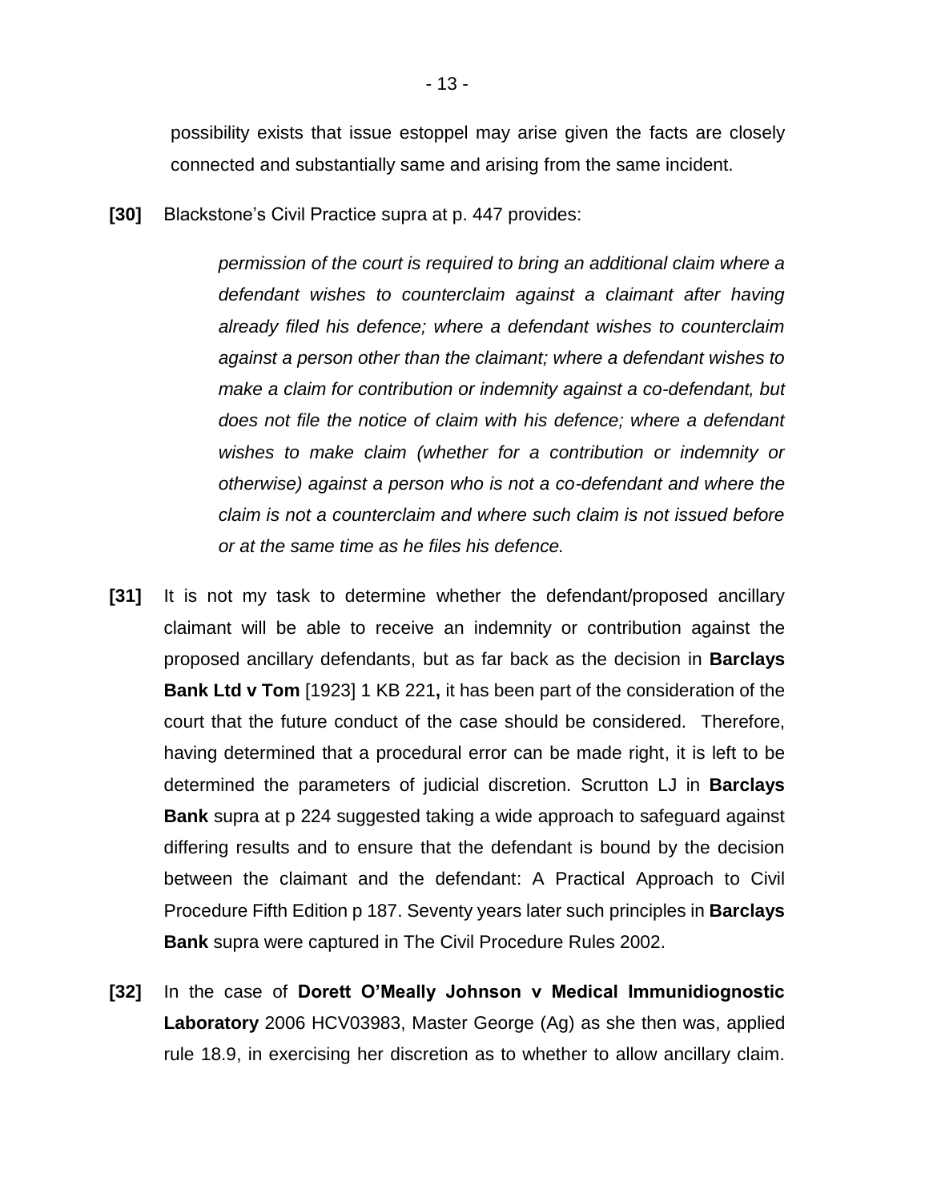possibility exists that issue estoppel may arise given the facts are closely connected and substantially same and arising from the same incident.

**[30]** Blackstone's Civil Practice supra at p. 447 provides:

> *permission of the court is required to bring an additional claim where a defendant wishes to counterclaim against a claimant after having already filed his defence; where a defendant wishes to counterclaim against a person other than the claimant; where a defendant wishes to make a claim for contribution or indemnity against a co-defendant, but does not file the notice of claim with his defence; where a defendant wishes to make claim (whether for a contribution or indemnity or otherwise) against a person who is not a co-defendant and where the claim is not a counterclaim and where such claim is not issued before or at the same time as he files his defence.*

**[31]** It is not my task to determine whether the defendant/proposed ancillary claimant will be able to receive an indemnity or contribution against the proposed ancillary defendants, but as far back as the decision in **Barclays Bank Ltd v Tom** [1923] 1 KB 221**,** it has been part of the consideration of the court that the future conduct of the case should be considered. Therefore, having determined that a procedural error can be made right, it is left to be determined the parameters of judicial discretion. Scrutton LJ in **Barclays Bank** supra at p 224 suggested taking a wide approach to safeguard against differing results and to ensure that the defendant is bound by the decision between the claimant and the defendant: A Practical Approach to Civil Procedure Fifth Edition p 187. Seventy years later such principles in **Barclays Bank** supra were captured in The Civil Procedure Rules 2002.

**[32]** In the case of **Dorett O'Meally Johnson v Medical Immunidiognostic Laboratory** 2006 HCV03983, Master George (Ag) as she then was, applied rule 18.9, in exercising her discretion as to whether to allow ancillary claim.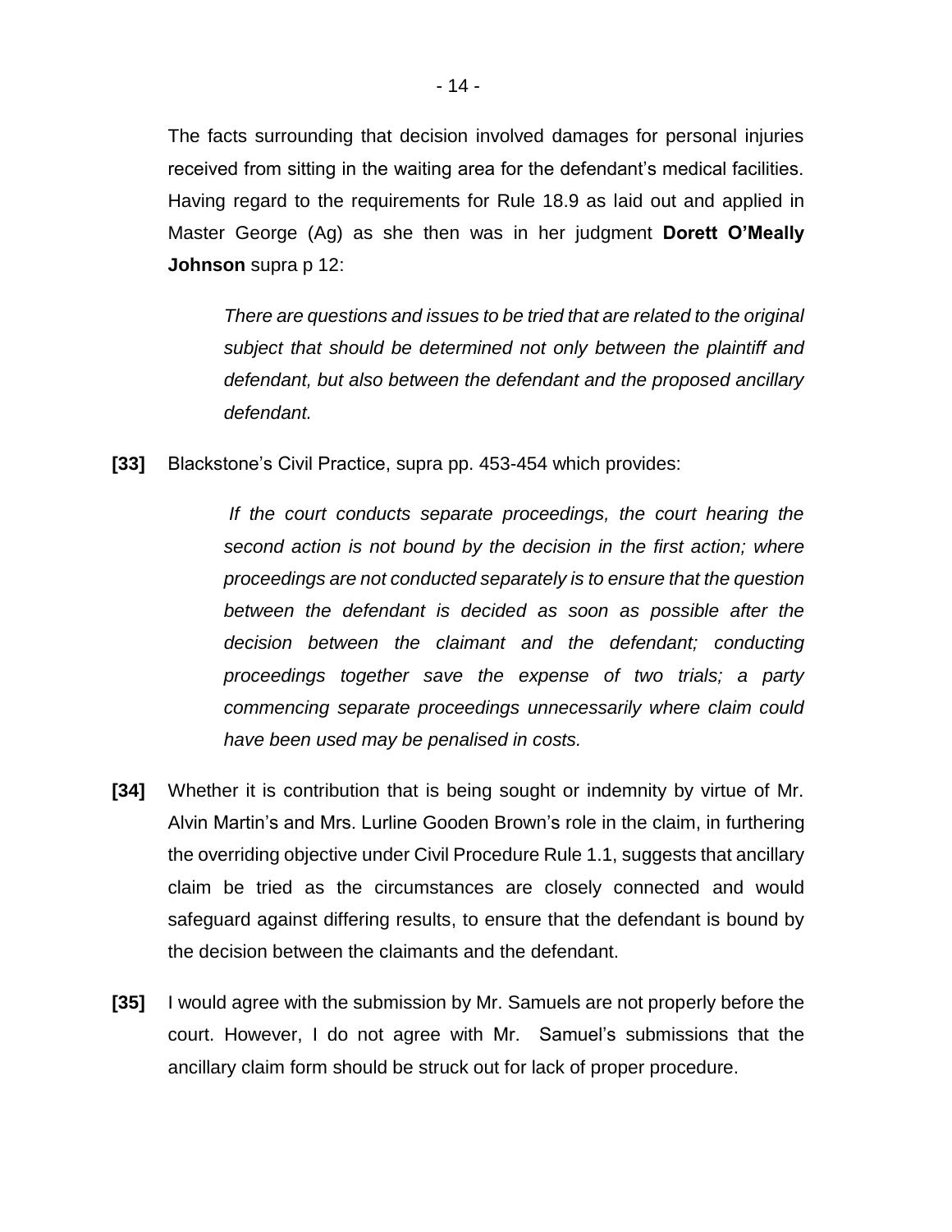The facts surrounding that decision involved damages for personal injuries received from sitting in the waiting area for the defendant's medical facilities. Having regard to the requirements for Rule 18.9 as laid out and applied in Master George (Ag) as she then was in her judgment **Dorett O'Meally Johnson** supra p 12:

> *There are questions and issues to be tried that are related to the original subject that should be determined not only between the plaintiff and defendant, but also between the defendant and the proposed ancillary defendant.*

**[33]** Blackstone's Civil Practice, supra pp. 453-454 which provides:

> *If the court conducts separate proceedings, the court hearing the second action is not bound by the decision in the first action; where proceedings are not conducted separately is to ensure that the question between the defendant is decided as soon as possible after the decision between the claimant and the defendant; conducting proceedings together save the expense of two trials; a party commencing separate proceedings unnecessarily where claim could have been used may be penalised in costs.*

**[34]** Whether it is contribution that is being sought or indemnity by virtue of Mr. Alvin Martin's and Mrs. Lurline Gooden Brown's role in the claim, in furthering the overriding objective under Civil Procedure Rule 1.1, suggests that ancillary claim be tried as the circumstances are closely connected and would safeguard against differing results, to ensure that the defendant is bound by the decision between the claimants and the defendant.

**[35]** I would agree with the submission by Mr. Samuels are not properly before the court. However, I do not agree with Mr. Samuel's submissions that the ancillary claim form should be struck out for lack of proper procedure.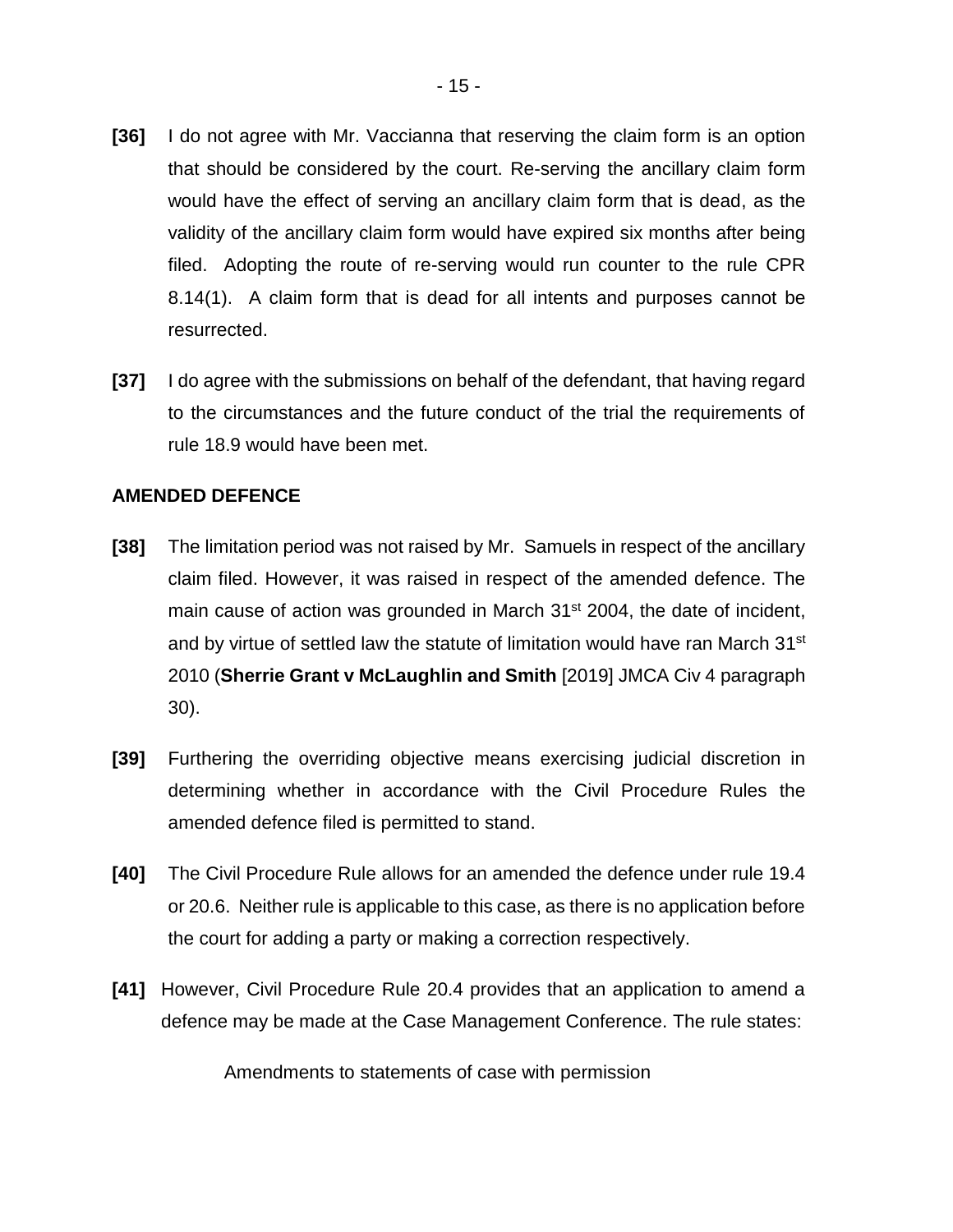**[36]** I do not agree with Mr. Vaccianna that reserving the claim form is an option that should be considered by the court. Re-serving the ancillary claim form would have the effect of serving an ancillary claim form that is dead, as the validity of the ancillary claim form would have expired six months after being filed. Adopting the route of re-serving would run counter to the rule CPR 8.14(1). A claim form that is dead for all intents and purposes cannot be resurrected.

**[37]** I do agree with the submissions on behalf of the defendant, that having regard to the circumstances and the future conduct of the trial the requirements of rule 18.9 would have been met.

**AMENDED DEFENCE**

**[38]** The limitation period was not raised by Mr. Samuels in respect of the ancillary claim filed. However, it was raised in respect of the amended defence. The main cause of action was grounded in March 31st 2004, the date of incident, and by virtue of settled law the statute of limitation would have ran March 31st 2010 (**Sherrie Grant v McLaughlin and Smith** [2019] JMCA Civ 4 paragraph 30).

**[39]** Furthering the overriding objective means exercising judicial discretion in determining whether in accordance with the Civil Procedure Rules the amended defence filed is permitted to stand.

**[40]** The Civil Procedure Rule allows for an amended the defence under rule 19.4 or 20.6. Neither rule is applicable to this case, as there is no application before the court for adding a party or making a correction respectively.

**[41]** However, Civil Procedure Rule 20.4 provides that an application to amend a defence may be made at the Case Management Conference. The rule states:

Amendments to statements of case with permission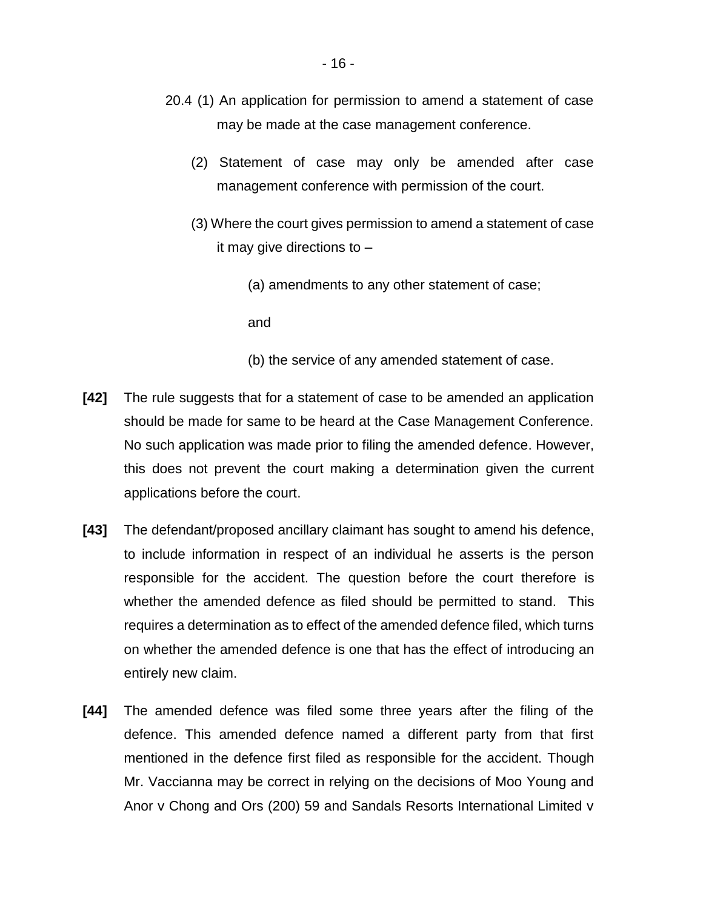20.4 (1) An application for permission to amend a statement of case may be made at the case management conference.

(2) Statement of case may only be amended after case management conference with permission of the court.

(3) Where the court gives permission to amend a statement of case it may give directions to –

(a) amendments to any other statement of case;

and

(b) the service of any amended statement of case.

**[42]** The rule suggests that for a statement of case to be amended an application should be made for same to be heard at the Case Management Conference. No such application was made prior to filing the amended defence. However, this does not prevent the court making a determination given the current applications before the court.

**[43]** The defendant/proposed ancillary claimant has sought to amend his defence, to include information in respect of an individual he asserts is the person responsible for the accident. The question before the court therefore is whether the amended defence as filed should be permitted to stand. This requires a determination as to effect of the amended defence filed, which turns on whether the amended defence is one that has the effect of introducing an entirely new claim.

**[44]** The amended defence was filed some three years after the filing of the defence. This amended defence named a different party from that first mentioned in the defence first filed as responsible for the accident. Though Mr. Vaccianna may be correct in relying on the decisions of Moo Young and Anor v Chong and Ors (200) 59 and Sandals Resorts International Limited v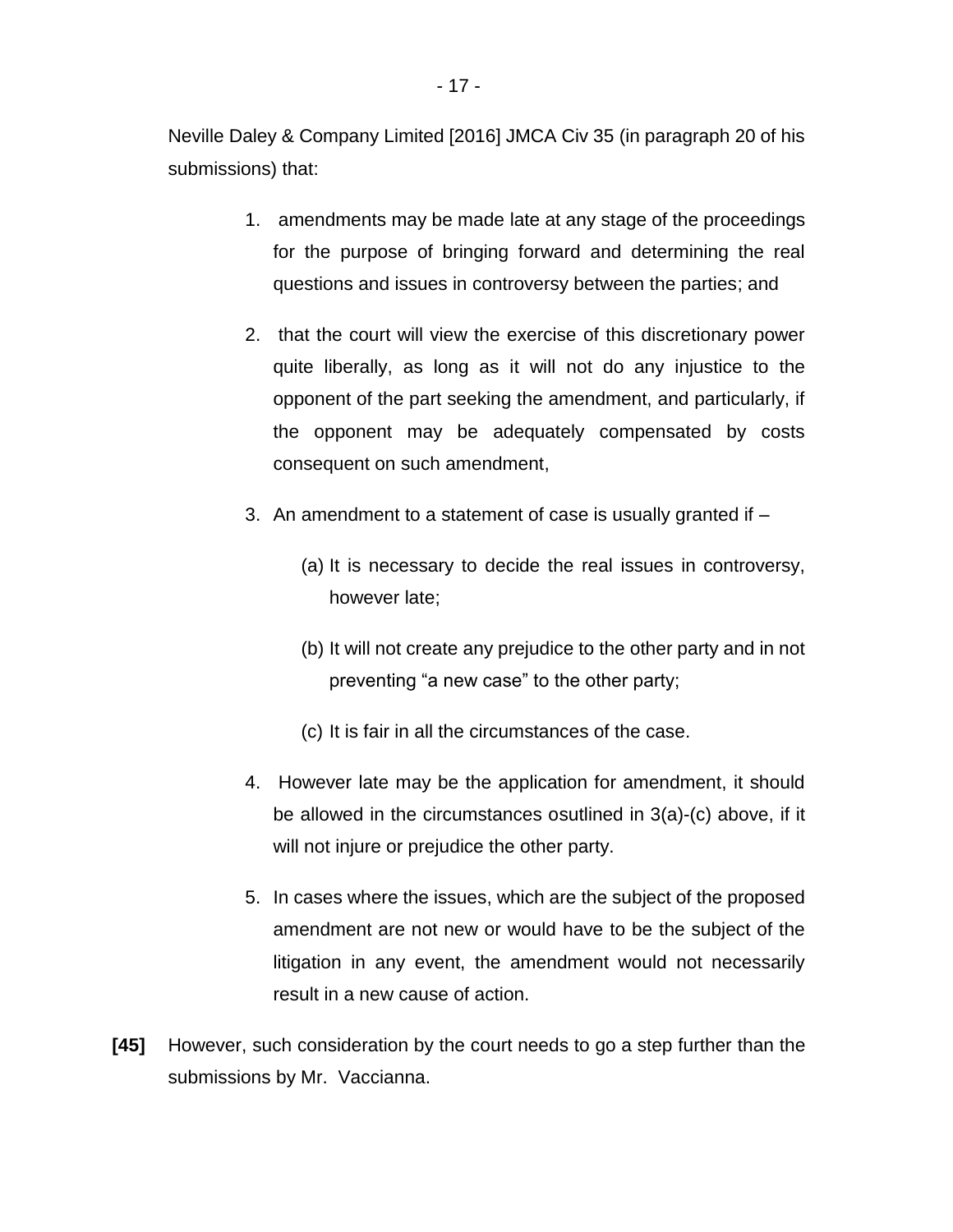Neville Daley & Company Limited [2016] JMCA Civ 35 (in paragraph 20 of his submissions) that:

1. amendments may be made late at any stage of the proceedings for the purpose of bringing forward and determining the real questions and issues in controversy between the parties; and

2. that the court will view the exercise of this discretionary power quite liberally, as long as it will not do any injustice to the opponent of the part seeking the amendment, and particularly, if the opponent may be adequately compensated by costs consequent on such amendment,

3. An amendment to a statement of case is usually granted if –

   (a) It is necessary to decide the real issues in controversy, however late;

   (b) It will not create any prejudice to the other party and in not preventing "a new case" to the other party;

   (c) It is fair in all the circumstances of the case.

4. However late may be the application for amendment, it should be allowed in the circumstances osutlined in 3(a)-(c) above, if it will not injure or prejudice the other party.

5. In cases where the issues, which are the subject of the proposed amendment are not new or would have to be the subject of the litigation in any event, the amendment would not necessarily result in a new cause of action.

**[45]** However, such consideration by the court needs to go a step further than the submissions by Mr. Vaccianna.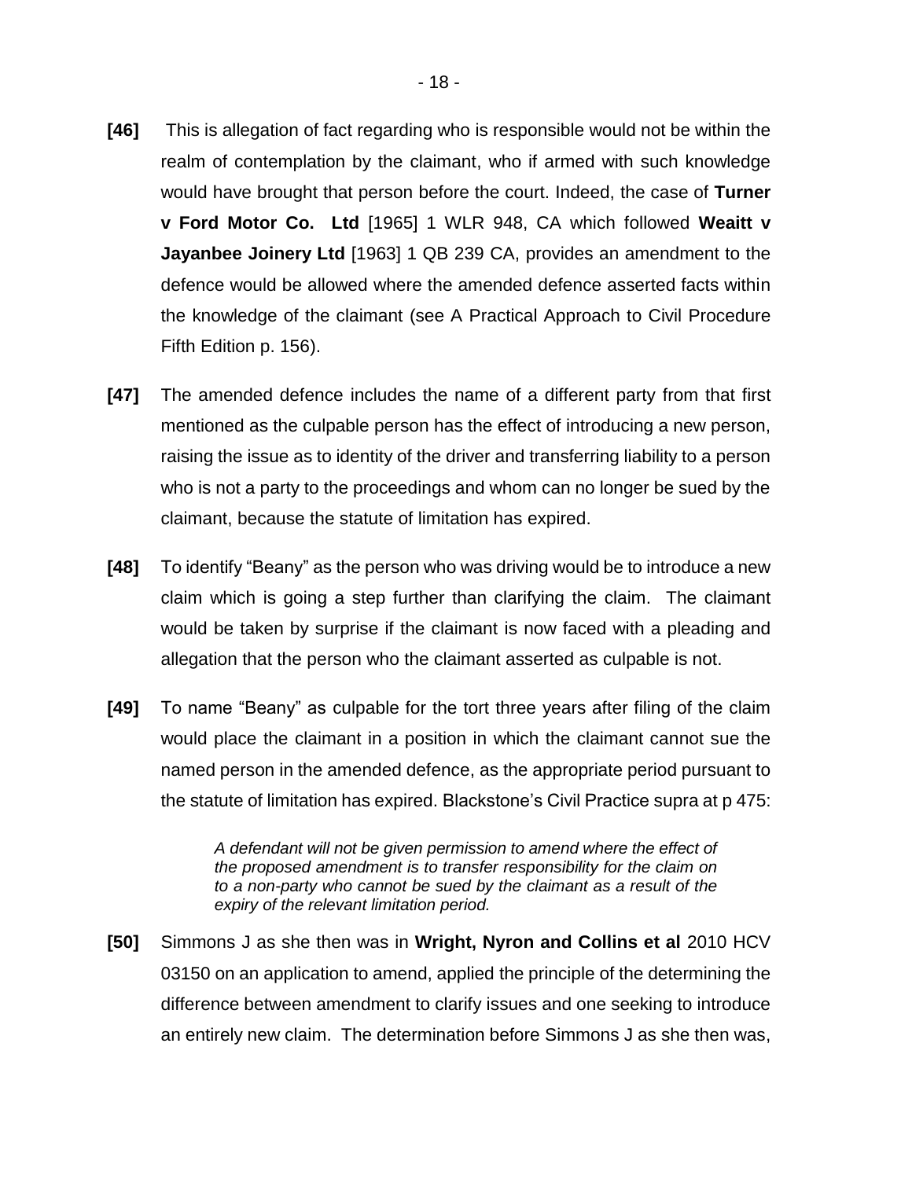**[46]** This is allegation of fact regarding who is responsible would not be within the realm of contemplation by the claimant, who if armed with such knowledge would have brought that person before the court. Indeed, the case of **Turner v Ford Motor Co. Ltd** [1965] 1 WLR 948, CA which followed **Weaitt v Jayanbee Joinery Ltd** [1963] 1 QB 239 CA, provides an amendment to the defence would be allowed where the amended defence asserted facts within the knowledge of the claimant (see A Practical Approach to Civil Procedure Fifth Edition p. 156).

**[47]** The amended defence includes the name of a different party from that first mentioned as the culpable person has the effect of introducing a new person, raising the issue as to identity of the driver and transferring liability to a person who is not a party to the proceedings and whom can no longer be sued by the claimant, because the statute of limitation has expired.

**[48]** To identify "Beany" as the person who was driving would be to introduce a new claim which is going a step further than clarifying the claim. The claimant would be taken by surprise if the claimant is now faced with a pleading and allegation that the person who the claimant asserted as culpable is not.

**[49]** To name "Beany" as culpable for the tort three years after filing of the claim would place the claimant in a position in which the claimant cannot sue the named person in the amended defence, as the appropriate period pursuant to the statute of limitation has expired. Blackstone's Civil Practice supra at p 475:

> *A defendant will not be given permission to amend where the effect of the proposed amendment is to transfer responsibility for the claim on to a non-party who cannot be sued by the claimant as a result of the expiry of the relevant limitation period.*

**[50]** Simmons J as she then was in **Wright, Nyron and Collins et al** 2010 HCV 03150 on an application to amend, applied the principle of the determining the difference between amendment to clarify issues and one seeking to introduce an entirely new claim. The determination before Simmons J as she then was,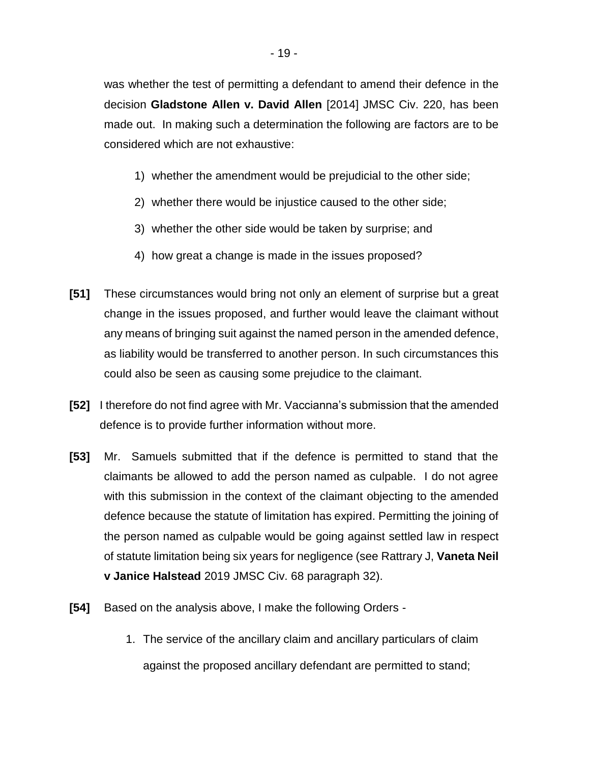was whether the test of permitting a defendant to amend their defence in the decision **Gladstone Allen v. David Allen** [2014] JMSC Civ. 220, has been made out. In making such a determination the following are factors are to be considered which are not exhaustive:

1) whether the amendment would be prejudicial to the other side;
2) whether there would be injustice caused to the other side;
3) whether the other side would be taken by surprise; and
4) how great a change is made in the issues proposed?

**[51]** These circumstances would bring not only an element of surprise but a great change in the issues proposed, and further would leave the claimant without any means of bringing suit against the named person in the amended defence, as liability would be transferred to another person. In such circumstances this could also be seen as causing some prejudice to the claimant.

**[52]** I therefore do not find agree with Mr. Vaccianna's submission that the amended defence is to provide further information without more.

**[53]** Mr. Samuels submitted that if the defence is permitted to stand that the claimants be allowed to add the person named as culpable. I do not agree with this submission in the context of the claimant objecting to the amended defence because the statute of limitation has expired. Permitting the joining of the person named as culpable would be going against settled law in respect of statute limitation being six years for negligence (see Rattrary J, **Vaneta Neil v Janice Halstead** 2019 JMSC Civ. 68 paragraph 32).

**[54]** Based on the analysis above, I make the following Orders -

1. The service of the ancillary claim and ancillary particulars of claim against the proposed ancillary defendant are permitted to stand;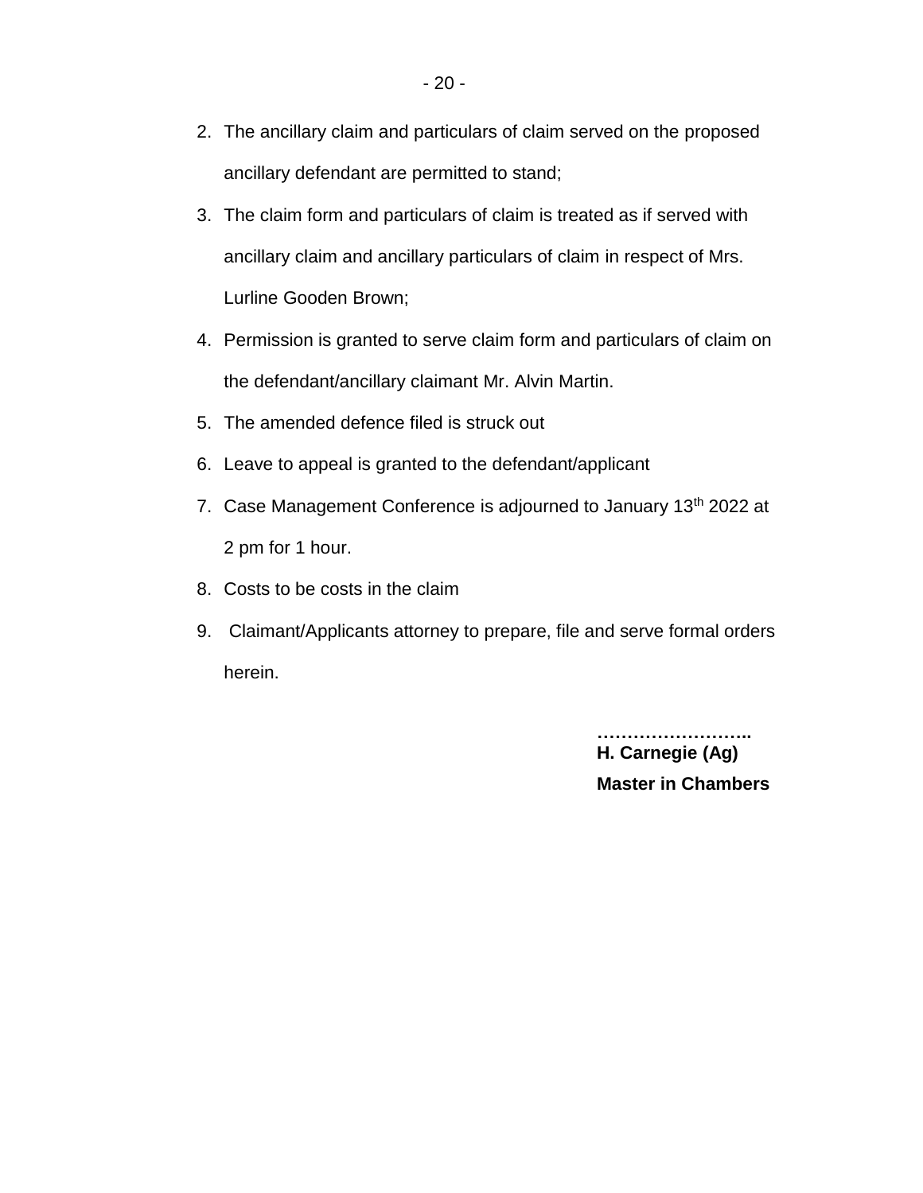2. The ancillary claim and particulars of claim served on the proposed ancillary defendant are permitted to stand;
3. The claim form and particulars of claim is treated as if served with ancillary claim and ancillary particulars of claim in respect of Mrs. Lurline Gooden Brown;
4. Permission is granted to serve claim form and particulars of claim on the defendant/ancillary claimant Mr. Alvin Martin.
5. The amended defence filed is struck out
6. Leave to appeal is granted to the defendant/applicant
7. Case Management Conference is adjourned to January 13th 2022 at 2 pm for 1 hour.
8. Costs to be costs in the claim
9. Claimant/Applicants attorney to prepare, file and serve formal orders herein.

……………………..
**H. Carnegie (Ag)**
**Master in Chambers**